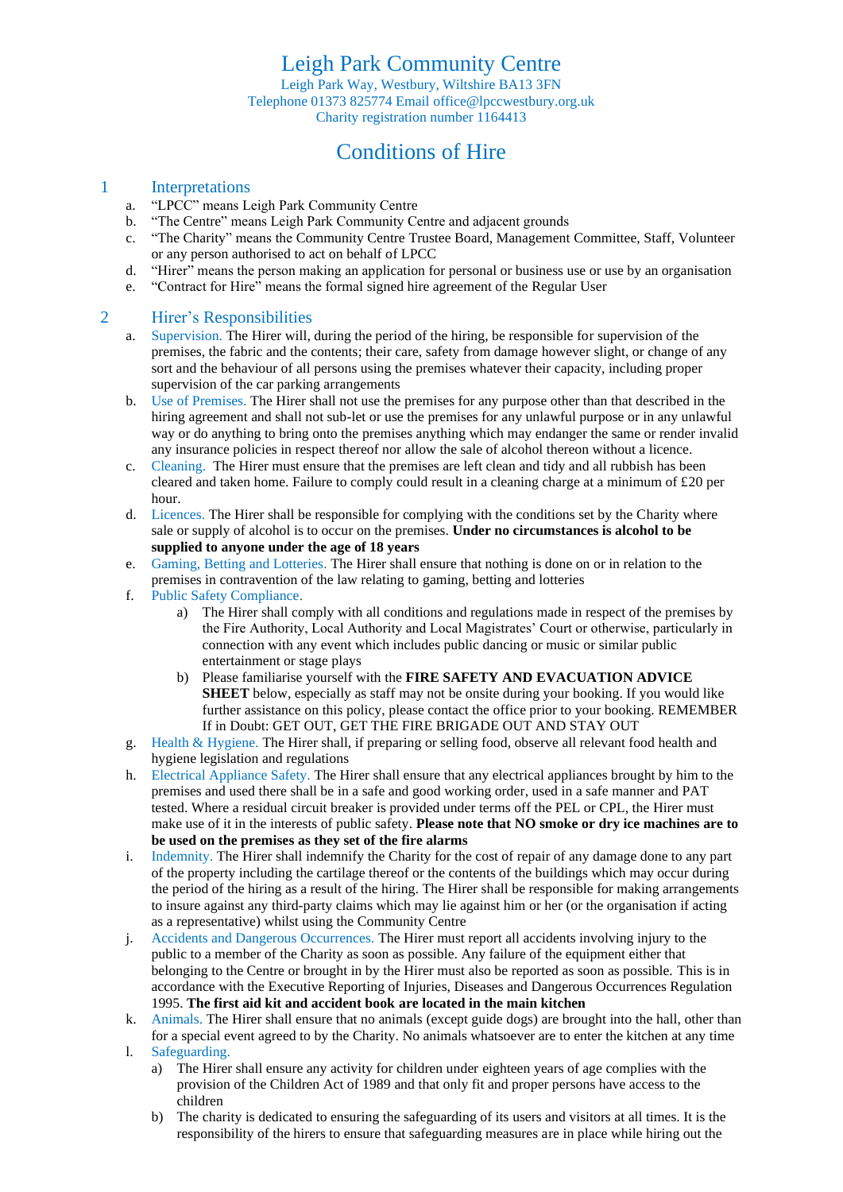# Leigh Park Community Centre

Leigh Park Way, Westbury, Wiltshire BA13 3FN
Telephone 01373 825774 Email office@lpccwestbury.org.uk
Charity registration number 1164413

# Conditions of Hire

## 1 Interpretations

a. "LPCC" means Leigh Park Community Centre
b. "The Centre" means Leigh Park Community Centre and adjacent grounds
c. "The Charity" means the Community Centre Trustee Board, Management Committee, Staff, Volunteer or any person authorised to act on behalf of LPCC
d. "Hirer" means the person making an application for personal or business use or use by an organisation
e. "Contract for Hire" means the formal signed hire agreement of the Regular User

## 2 Hirer's Responsibilities

a. Supervision. The Hirer will, during the period of the hiring, be responsible for supervision of the premises, the fabric and the contents; their care, safety from damage however slight, or change of any sort and the behaviour of all persons using the premises whatever their capacity, including proper supervision of the car parking arrangements
b. Use of Premises. The Hirer shall not use the premises for any purpose other than that described in the hiring agreement and shall not sub-let or use the premises for any unlawful purpose or in any unlawful way or do anything to bring onto the premises anything which may endanger the same or render invalid any insurance policies in respect thereof nor allow the sale of alcohol thereon without a licence.
c. Cleaning. The Hirer must ensure that the premises are left clean and tidy and all rubbish has been cleared and taken home. Failure to comply could result in a cleaning charge at a minimum of £20 per hour.
d. Licences. The Hirer shall be responsible for complying with the conditions set by the Charity where sale or supply of alcohol is to occur on the premises. **Under no circumstances is alcohol to be supplied to anyone under the age of 18 years**
e. Gaming, Betting and Lotteries. The Hirer shall ensure that nothing is done on or in relation to the premises in contravention of the law relating to gaming, betting and lotteries
f. Public Safety Compliance.
   a) The Hirer shall comply with all conditions and regulations made in respect of the premises by the Fire Authority, Local Authority and Local Magistrates' Court or otherwise, particularly in connection with any event which includes public dancing or music or similar public entertainment or stage plays
   b) Please familiarise yourself with the **FIRE SAFETY AND EVACUATION ADVICE SHEET** below, especially as staff may not be onsite during your booking. If you would like further assistance on this policy, please contact the office prior to your booking. REMEMBER If in Doubt: GET OUT, GET THE FIRE BRIGADE OUT AND STAY OUT
g. Health & Hygiene. The Hirer shall, if preparing or selling food, observe all relevant food health and hygiene legislation and regulations
h. Electrical Appliance Safety. The Hirer shall ensure that any electrical appliances brought by him to the premises and used there shall be in a safe and good working order, used in a safe manner and PAT tested. Where a residual circuit breaker is provided under terms off the PEL or CPL, the Hirer must make use of it in the interests of public safety. **Please note that NO smoke or dry ice machines are to be used on the premises as they set of the fire alarms**
i. Indemnity. The Hirer shall indemnify the Charity for the cost of repair of any damage done to any part of the property including the cartilage thereof or the contents of the buildings which may occur during the period of the hiring as a result of the hiring. The Hirer shall be responsible for making arrangements to insure against any third-party claims which may lie against him or her (or the organisation if acting as a representative) whilst using the Community Centre
j. Accidents and Dangerous Occurrences. The Hirer must report all accidents involving injury to the public to a member of the Charity as soon as possible. Any failure of the equipment either that belonging to the Centre or brought in by the Hirer must also be reported as soon as possible. This is in accordance with the Executive Reporting of Injuries, Diseases and Dangerous Occurrences Regulation 1995. **The first aid kit and accident book are located in the main kitchen**
k. Animals. The Hirer shall ensure that no animals (except guide dogs) are brought into the hall, other than for a special event agreed to by the Charity. No animals whatsoever are to enter the kitchen at any time
l. Safeguarding.
   a) The Hirer shall ensure any activity for children under eighteen years of age complies with the provision of the Children Act of 1989 and that only fit and proper persons have access to the children
   b) The charity is dedicated to ensuring the safeguarding of its users and visitors at all times. It is the responsibility of the hirers to ensure that safeguarding measures are in place while hiring out the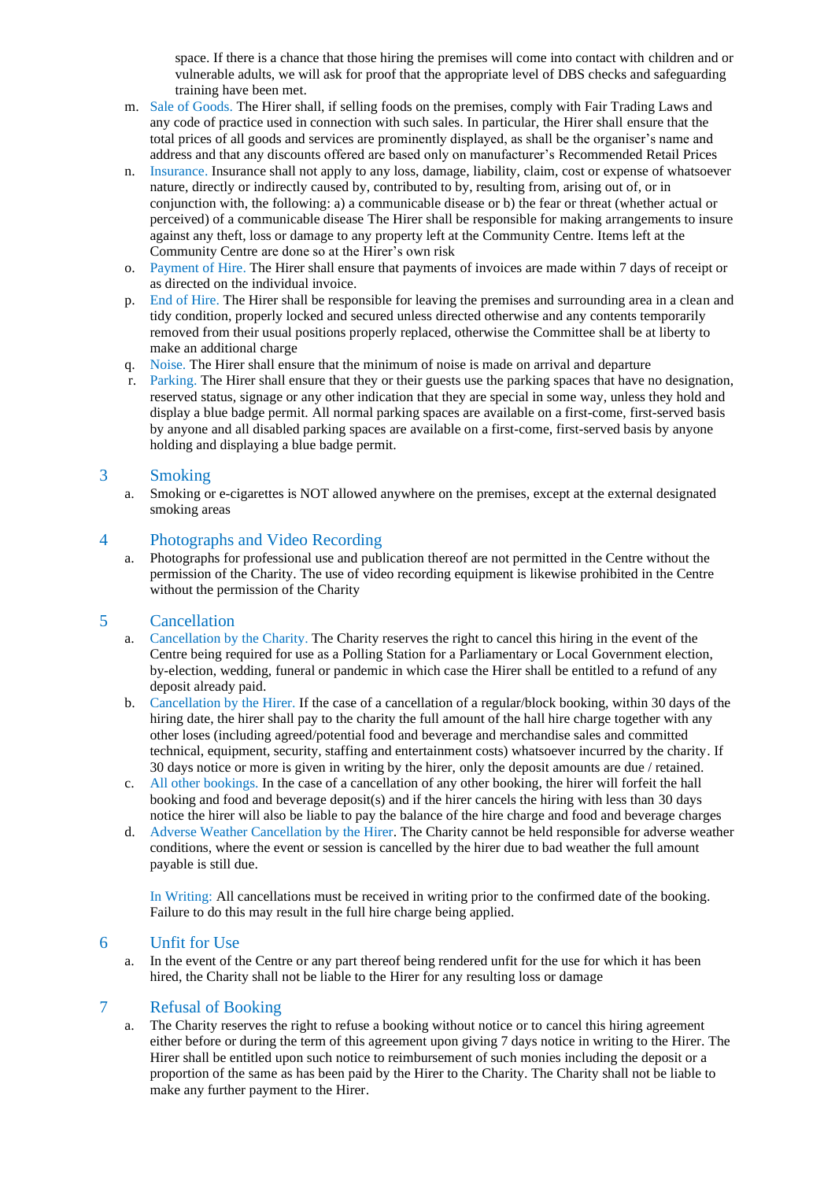space. If there is a chance that those hiring the premises will come into contact with children and or vulnerable adults, we will ask for proof that the appropriate level of DBS checks and safeguarding training have been met.

m. Sale of Goods. The Hirer shall, if selling foods on the premises, comply with Fair Trading Laws and any code of practice used in connection with such sales. In particular, the Hirer shall ensure that the total prices of all goods and services are prominently displayed, as shall be the organiser's name and address and that any discounts offered are based only on manufacturer's Recommended Retail Prices

n. Insurance. Insurance shall not apply to any loss, damage, liability, claim, cost or expense of whatsoever nature, directly or indirectly caused by, contributed to by, resulting from, arising out of, or in conjunction with, the following: a) a communicable disease or b) the fear or threat (whether actual or perceived) of a communicable disease The Hirer shall be responsible for making arrangements to insure against any theft, loss or damage to any property left at the Community Centre. Items left at the Community Centre are done so at the Hirer's own risk

o. Payment of Hire. The Hirer shall ensure that payments of invoices are made within 7 days of receipt or as directed on the individual invoice.

p. End of Hire. The Hirer shall be responsible for leaving the premises and surrounding area in a clean and tidy condition, properly locked and secured unless directed otherwise and any contents temporarily removed from their usual positions properly replaced, otherwise the Committee shall be at liberty to make an additional charge

q. Noise. The Hirer shall ensure that the minimum of noise is made on arrival and departure

r. Parking. The Hirer shall ensure that they or their guests use the parking spaces that have no designation, reserved status, signage or any other indication that they are special in some way, unless they hold and display a blue badge permit. All normal parking spaces are available on a first-come, first-served basis by anyone and all disabled parking spaces are available on a first-come, first-served basis by anyone holding and displaying a blue badge permit.

## 3 Smoking

a. Smoking or e-cigarettes is NOT allowed anywhere on the premises, except at the external designated smoking areas

## 4 Photographs and Video Recording

a. Photographs for professional use and publication thereof are not permitted in the Centre without the permission of the Charity. The use of video recording equipment is likewise prohibited in the Centre without the permission of the Charity

## 5 Cancellation

a. Cancellation by the Charity. The Charity reserves the right to cancel this hiring in the event of the Centre being required for use as a Polling Station for a Parliamentary or Local Government election, by-election, wedding, funeral or pandemic in which case the Hirer shall be entitled to a refund of any deposit already paid.

b. Cancellation by the Hirer. If the case of a cancellation of a regular/block booking, within 30 days of the hiring date, the hirer shall pay to the charity the full amount of the hall hire charge together with any other loses (including agreed/potential food and beverage and merchandise sales and committed technical, equipment, security, staffing and entertainment costs) whatsoever incurred by the charity. If 30 days notice or more is given in writing by the hirer, only the deposit amounts are due / retained.

c. All other bookings. In the case of a cancellation of any other booking, the hirer will forfeit the hall booking and food and beverage deposit(s) and if the hirer cancels the hiring with less than 30 days notice the hirer will also be liable to pay the balance of the hire charge and food and beverage charges

d. Adverse Weather Cancellation by the Hirer. The Charity cannot be held responsible for adverse weather conditions, where the event or session is cancelled by the hirer due to bad weather the full amount payable is still due.

In Writing: All cancellations must be received in writing prior to the confirmed date of the booking. Failure to do this may result in the full hire charge being applied.

## 6 Unfit for Use

a. In the event of the Centre or any part thereof being rendered unfit for the use for which it has been hired, the Charity shall not be liable to the Hirer for any resulting loss or damage

## 7 Refusal of Booking

a. The Charity reserves the right to refuse a booking without notice or to cancel this hiring agreement either before or during the term of this agreement upon giving 7 days notice in writing to the Hirer. The Hirer shall be entitled upon such notice to reimbursement of such monies including the deposit or a proportion of the same as has been paid by the Hirer to the Charity. The Charity shall not be liable to make any further payment to the Hirer.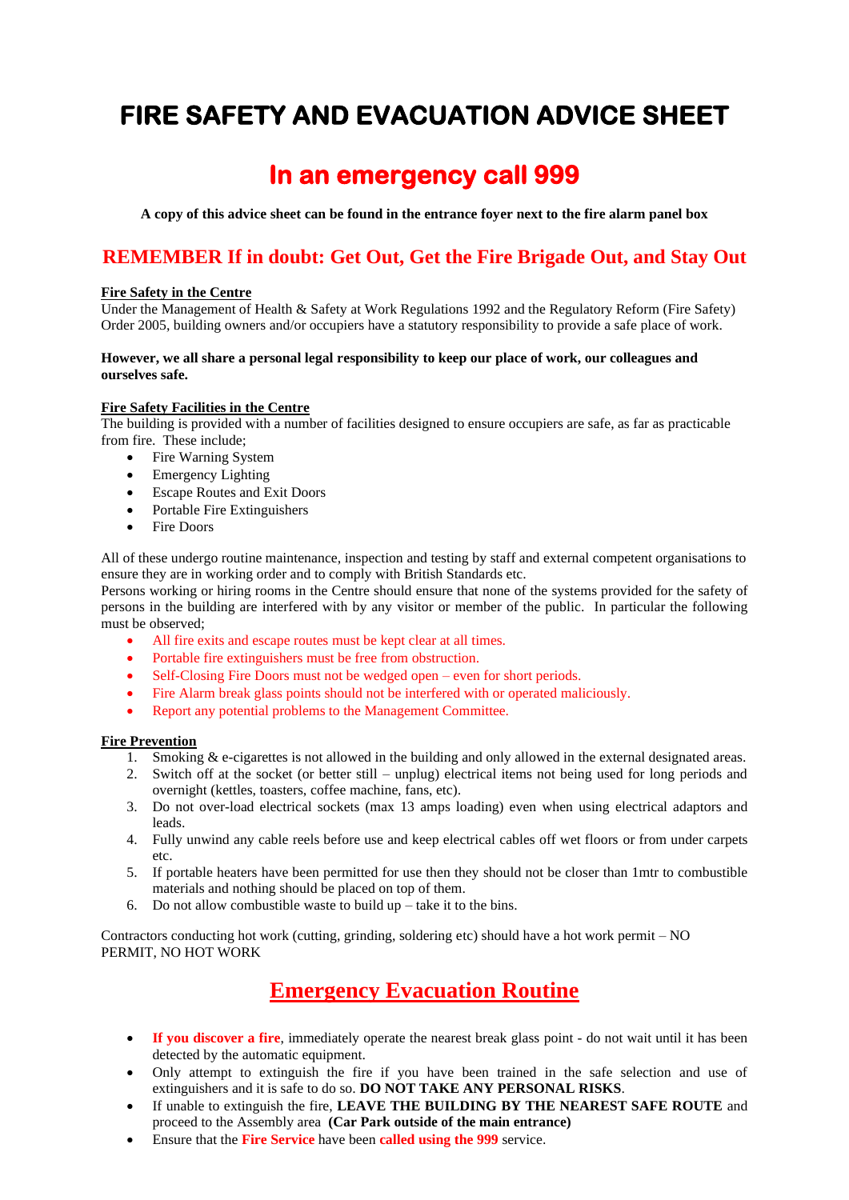# FIRE SAFETY AND EVACUATION ADVICE SHEET

## In an emergency call 999

**A copy of this advice sheet can be found in the entrance foyer next to the fire alarm panel box**

### REMEMBER If in doubt: Get Out, Get the Fire Brigade Out, and Stay Out

**Fire Safety in the Centre**

Under the Management of Health & Safety at Work Regulations 1992 and the Regulatory Reform (Fire Safety) Order 2005, building owners and/or occupiers have a statutory responsibility to provide a safe place of work.

**However, we all share a personal legal responsibility to keep our place of work, our colleagues and ourselves safe.**

**Fire Safety Facilities in the Centre**

The building is provided with a number of facilities designed to ensure occupiers are safe, as far as practicable from fire. These include;

- Fire Warning System
- Emergency Lighting
- Escape Routes and Exit Doors
- Portable Fire Extinguishers
- Fire Doors

All of these undergo routine maintenance, inspection and testing by staff and external competent organisations to ensure they are in working order and to comply with British Standards etc.

Persons working or hiring rooms in the Centre should ensure that none of the systems provided for the safety of persons in the building are interfered with by any visitor or member of the public. In particular the following must be observed;

- All fire exits and escape routes must be kept clear at all times.
- Portable fire extinguishers must be free from obstruction.
- Self-Closing Fire Doors must not be wedged open – even for short periods.
- Fire Alarm break glass points should not be interfered with or operated maliciously.
- Report any potential problems to the Management Committee.

**Fire Prevention**

1. Smoking & e-cigarettes is not allowed in the building and only allowed in the external designated areas.
2. Switch off at the socket (or better still – unplug) electrical items not being used for long periods and overnight (kettles, toasters, coffee machine, fans, etc).
3. Do not over-load electrical sockets (max 13 amps loading) even when using electrical adaptors and leads.
4. Fully unwind any cable reels before use and keep electrical cables off wet floors or from under carpets etc.
5. If portable heaters have been permitted for use then they should not be closer than 1mtr to combustible materials and nothing should be placed on top of them.
6. Do not allow combustible waste to build up – take it to the bins.

Contractors conducting hot work (cutting, grinding, soldering etc) should have a hot work permit – NO PERMIT, NO HOT WORK

## Emergency Evacuation Routine

- **If you discover a fire**, immediately operate the nearest break glass point - do not wait until it has been detected by the automatic equipment.
- Only attempt to extinguish the fire if you have been trained in the safe selection and use of extinguishers and it is safe to do so. **DO NOT TAKE ANY PERSONAL RISKS**.
- If unable to extinguish the fire, **LEAVE THE BUILDING BY THE NEAREST SAFE ROUTE** and proceed to the Assembly area **(Car Park outside of the main entrance)**
- Ensure that the **Fire Service** have been **called using the 999** service.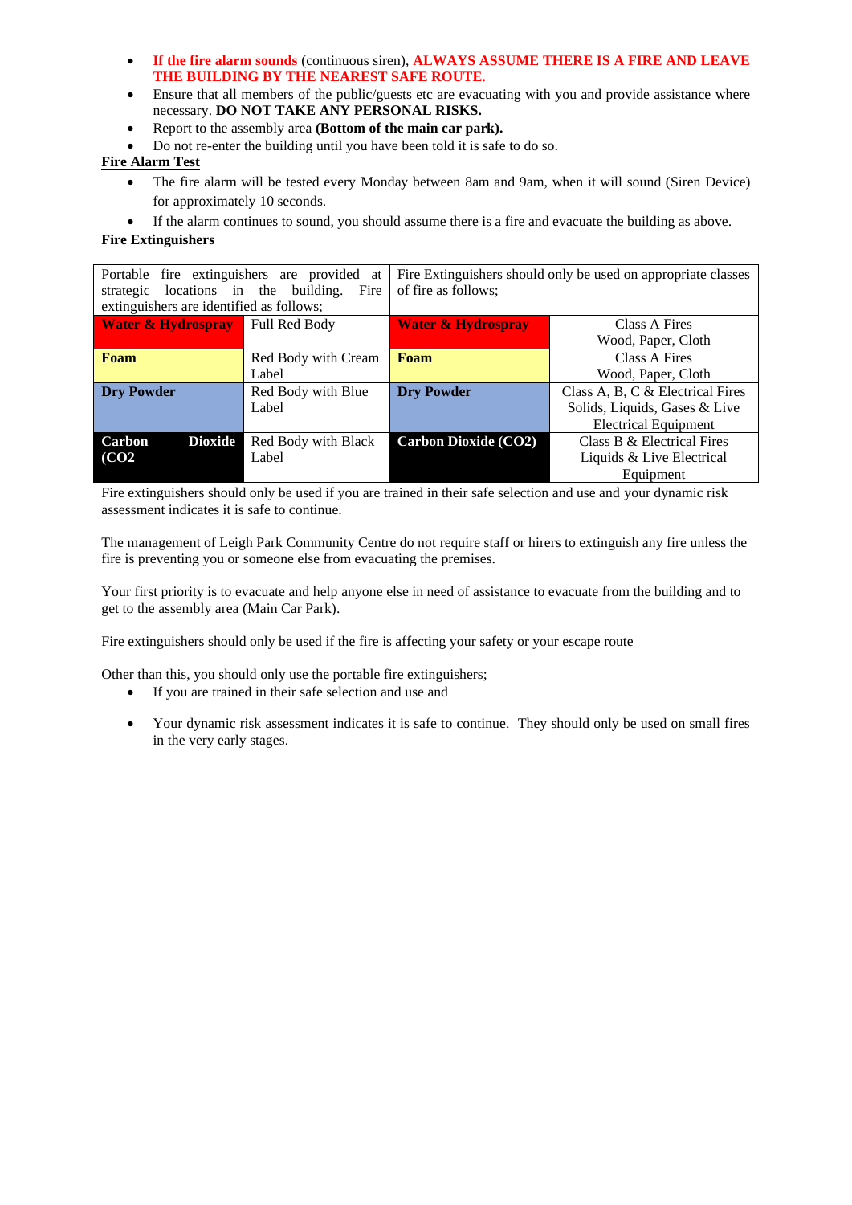- **If the fire alarm sounds** (continuous siren), **ALWAYS ASSUME THERE IS A FIRE AND LEAVE THE BUILDING BY THE NEAREST SAFE ROUTE.**
- Ensure that all members of the public/guests etc are evacuating with you and provide assistance where necessary. **DO NOT TAKE ANY PERSONAL RISKS.**
- Report to the assembly area **(Bottom of the main car park).**
- Do not re-enter the building until you have been told it is safe to do so.

**Fire Alarm Test**

- The fire alarm will be tested every Monday between 8am and 9am, when it will sound (Siren Device) for approximately 10 seconds.
- If the alarm continues to sound, you should assume there is a fire and evacuate the building as above.

**Fire Extinguishers**

| Portable fire extinguishers are provided at strategic locations in the building. Fire extinguishers are identified as follows; | | Fire Extinguishers should only be used on appropriate classes of fire as follows; | |
|---|---|---|---|
| **Water & Hydrospray** | Full Red Body | **Water & Hydrospray** | Class A Fires Wood, Paper, Cloth |
| **Foam** | Red Body with Cream Label | **Foam** | Class A Fires Wood, Paper, Cloth |
| **Dry Powder** | Red Body with Blue Label | **Dry Powder** | Class A, B, C & Electrical Fires Solids, Liquids, Gases & Live Electrical Equipment |
| **Carbon Dioxide (CO2** | Red Body with Black Label | **Carbon Dioxide (CO2)** | Class B & Electrical Fires Liquids & Live Electrical Equipment |

Fire extinguishers should only be used if you are trained in their safe selection and use and your dynamic risk assessment indicates it is safe to continue.

The management of Leigh Park Community Centre do not require staff or hirers to extinguish any fire unless the fire is preventing you or someone else from evacuating the premises.

Your first priority is to evacuate and help anyone else in need of assistance to evacuate from the building and to get to the assembly area (Main Car Park).

Fire extinguishers should only be used if the fire is affecting your safety or your escape route

Other than this, you should only use the portable fire extinguishers;

- If you are trained in their safe selection and use and
- Your dynamic risk assessment indicates it is safe to continue. They should only be used on small fires in the very early stages.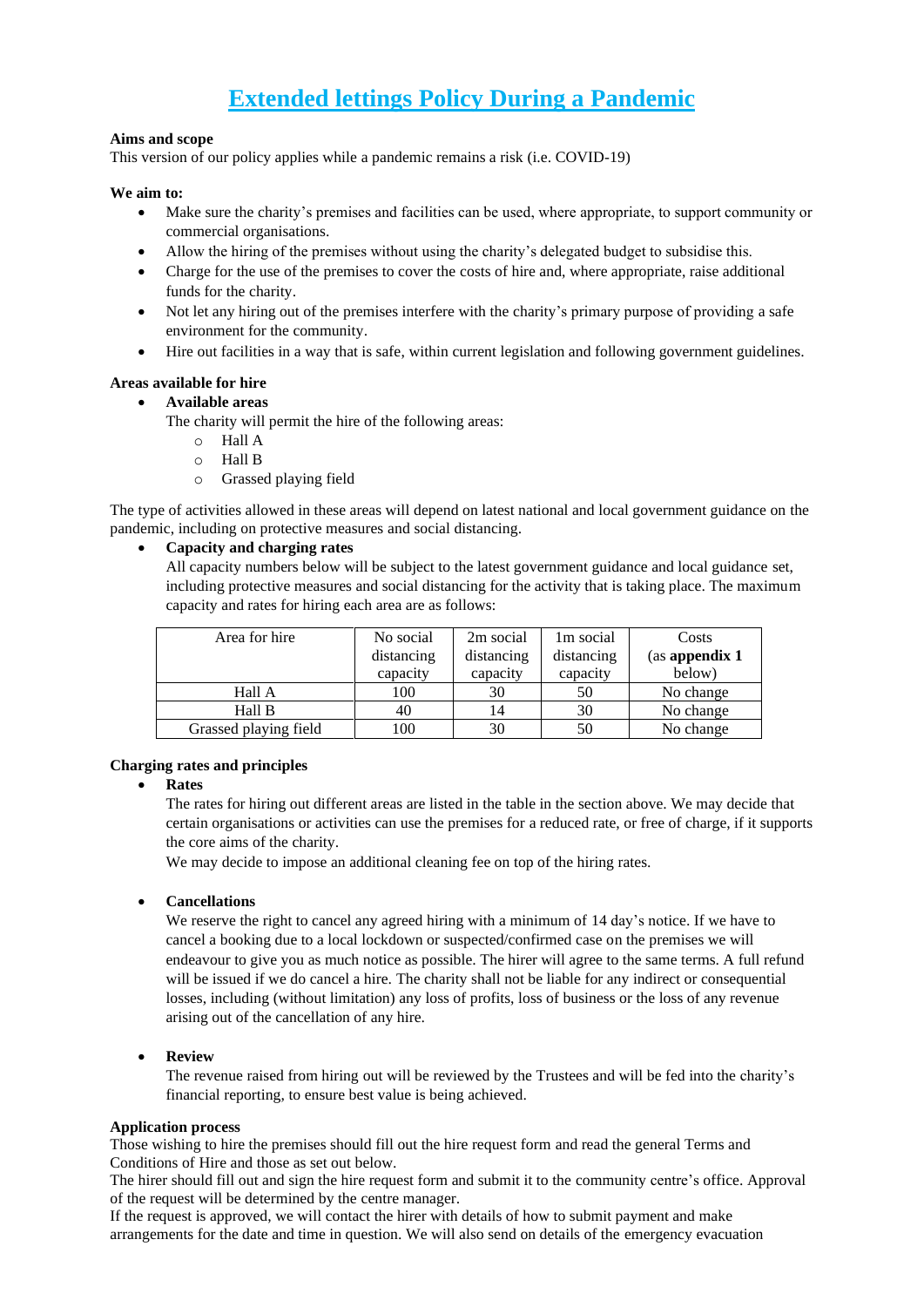# Extended lettings Policy During a Pandemic

**Aims and scope**

This version of our policy applies while a pandemic remains a risk (i.e. COVID-19)

**We aim to:**

- Make sure the charity's premises and facilities can be used, where appropriate, to support community or commercial organisations.
- Allow the hiring of the premises without using the charity's delegated budget to subsidise this.
- Charge for the use of the premises to cover the costs of hire and, where appropriate, raise additional funds for the charity.
- Not let any hiring out of the premises interfere with the charity's primary purpose of providing a safe environment for the community.
- Hire out facilities in a way that is safe, within current legislation and following government guidelines.

**Areas available for hire**

- **Available areas**

  The charity will permit the hire of the following areas:
  - Hall A
  - Hall B
  - Grassed playing field

The type of activities allowed in these areas will depend on latest national and local government guidance on the pandemic, including on protective measures and social distancing.

- **Capacity and charging rates**

  All capacity numbers below will be subject to the latest government guidance and local guidance set, including protective measures and social distancing for the activity that is taking place. The maximum capacity and rates for hiring each area are as follows:

| Area for hire | No social distancing capacity | 2m social distancing capacity | 1m social distancing capacity | Costs (as **appendix 1** below) |
|---|---|---|---|---|
| Hall A | 100 | 30 | 50 | No change |
| Hall B | 40 | 14 | 30 | No change |
| Grassed playing field | 100 | 30 | 50 | No change |

**Charging rates and principles**

- **Rates**

  The rates for hiring out different areas are listed in the table in the section above. We may decide that certain organisations or activities can use the premises for a reduced rate, or free of charge, if it supports the core aims of the charity.

  We may decide to impose an additional cleaning fee on top of the hiring rates.

- **Cancellations**

  We reserve the right to cancel any agreed hiring with a minimum of 14 day's notice. If we have to cancel a booking due to a local lockdown or suspected/confirmed case on the premises we will endeavour to give you as much notice as possible. The hirer will agree to the same terms. A full refund will be issued if we do cancel a hire. The charity shall not be liable for any indirect or consequential losses, including (without limitation) any loss of profits, loss of business or the loss of any revenue arising out of the cancellation of any hire.

- **Review**

  The revenue raised from hiring out will be reviewed by the Trustees and will be fed into the charity's financial reporting, to ensure best value is being achieved.

**Application process**

Those wishing to hire the premises should fill out the hire request form and read the general Terms and Conditions of Hire and those as set out below.

The hirer should fill out and sign the hire request form and submit it to the community centre's office. Approval of the request will be determined by the centre manager.

If the request is approved, we will contact the hirer with details of how to submit payment and make arrangements for the date and time in question. We will also send on details of the emergency evacuation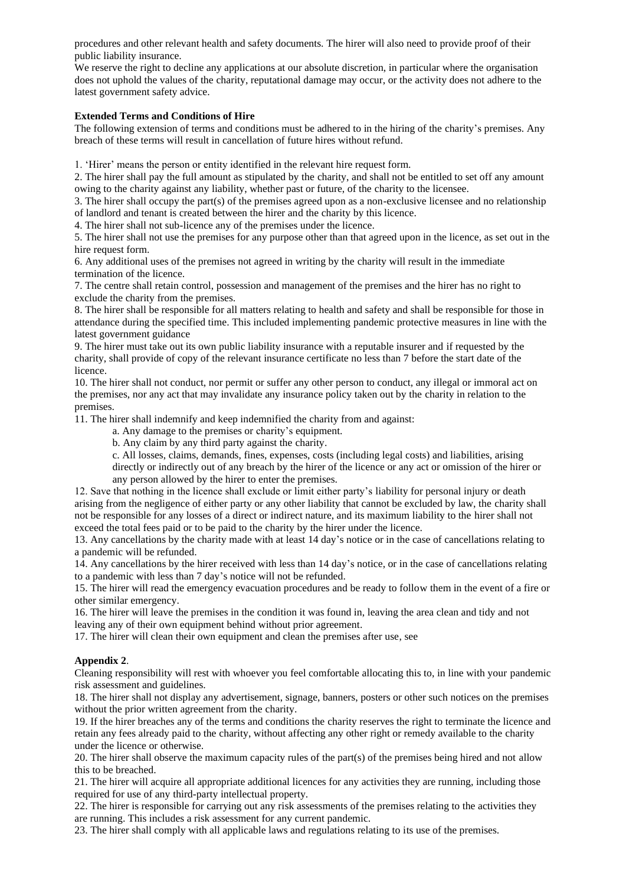procedures and other relevant health and safety documents. The hirer will also need to provide proof of their public liability insurance.

We reserve the right to decline any applications at our absolute discretion, in particular where the organisation does not uphold the values of the charity, reputational damage may occur, or the activity does not adhere to the latest government safety advice.

**Extended Terms and Conditions of Hire**

The following extension of terms and conditions must be adhered to in the hiring of the charity's premises. Any breach of these terms will result in cancellation of future hires without refund.

1. 'Hirer' means the person or entity identified in the relevant hire request form.
2. The hirer shall pay the full amount as stipulated by the charity, and shall not be entitled to set off any amount owing to the charity against any liability, whether past or future, of the charity to the licensee.
3. The hirer shall occupy the part(s) of the premises agreed upon as a non-exclusive licensee and no relationship of landlord and tenant is created between the hirer and the charity by this licence.
4. The hirer shall not sub-licence any of the premises under the licence.
5. The hirer shall not use the premises for any purpose other than that agreed upon in the licence, as set out in the hire request form.
6. Any additional uses of the premises not agreed in writing by the charity will result in the immediate termination of the licence.
7. The centre shall retain control, possession and management of the premises and the hirer has no right to exclude the charity from the premises.
8. The hirer shall be responsible for all matters relating to health and safety and shall be responsible for those in attendance during the specified time. This included implementing pandemic protective measures in line with the latest government guidance
9. The hirer must take out its own public liability insurance with a reputable insurer and if requested by the charity, shall provide of copy of the relevant insurance certificate no less than 7 before the start date of the licence.
10. The hirer shall not conduct, nor permit or suffer any other person to conduct, any illegal or immoral act on the premises, nor any act that may invalidate any insurance policy taken out by the charity in relation to the premises.
11. The hirer shall indemnify and keep indemnified the charity from and against:
    a. Any damage to the premises or charity's equipment.
    b. Any claim by any third party against the charity.
    c. All losses, claims, demands, fines, expenses, costs (including legal costs) and liabilities, arising directly or indirectly out of any breach by the hirer of the licence or any act or omission of the hirer or any person allowed by the hirer to enter the premises.
12. Save that nothing in the licence shall exclude or limit either party's liability for personal injury or death arising from the negligence of either party or any other liability that cannot be excluded by law, the charity shall not be responsible for any losses of a direct or indirect nature, and its maximum liability to the hirer shall not exceed the total fees paid or to be paid to the charity by the hirer under the licence.
13. Any cancellations by the charity made with at least 14 day's notice or in the case of cancellations relating to a pandemic will be refunded.
14. Any cancellations by the hirer received with less than 14 day's notice, or in the case of cancellations relating to a pandemic with less than 7 day's notice will not be refunded.
15. The hirer will read the emergency evacuation procedures and be ready to follow them in the event of a fire or other similar emergency.
16. The hirer will leave the premises in the condition it was found in, leaving the area clean and tidy and not leaving any of their own equipment behind without prior agreement.
17. The hirer will clean their own equipment and clean the premises after use, see

**Appendix 2**.

Cleaning responsibility will rest with whoever you feel comfortable allocating this to, in line with your pandemic risk assessment and guidelines.

18. The hirer shall not display any advertisement, signage, banners, posters or other such notices on the premises without the prior written agreement from the charity.
19. If the hirer breaches any of the terms and conditions the charity reserves the right to terminate the licence and retain any fees already paid to the charity, without affecting any other right or remedy available to the charity under the licence or otherwise.
20. The hirer shall observe the maximum capacity rules of the part(s) of the premises being hired and not allow this to be breached.
21. The hirer will acquire all appropriate additional licences for any activities they are running, including those required for use of any third-party intellectual property.
22. The hirer is responsible for carrying out any risk assessments of the premises relating to the activities they are running. This includes a risk assessment for any current pandemic.
23. The hirer shall comply with all applicable laws and regulations relating to its use of the premises.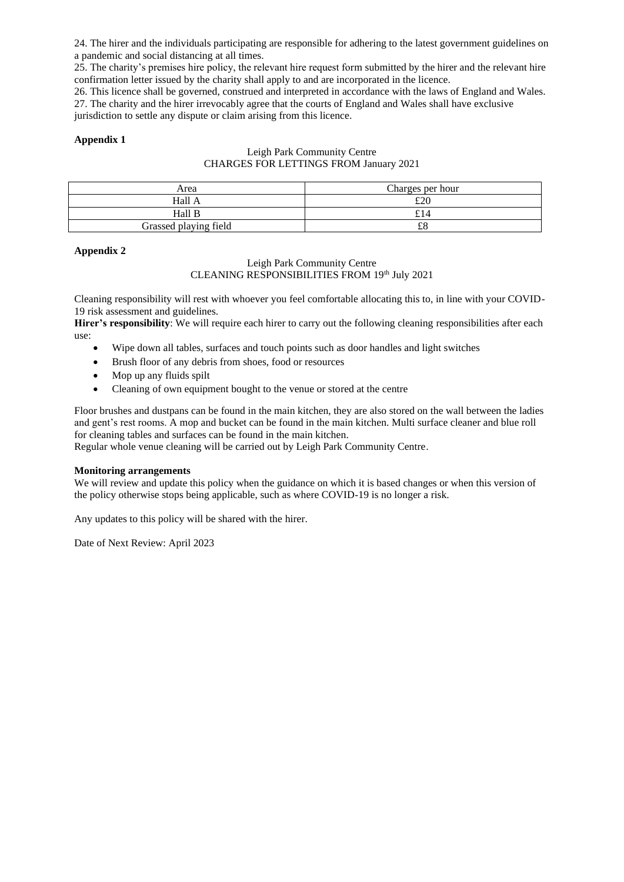24. The hirer and the individuals participating are responsible for adhering to the latest government guidelines on a pandemic and social distancing at all times.
25. The charity's premises hire policy, the relevant hire request form submitted by the hirer and the relevant hire confirmation letter issued by the charity shall apply to and are incorporated in the licence.
26. This licence shall be governed, construed and interpreted in accordance with the laws of England and Wales.
27. The charity and the hirer irrevocably agree that the courts of England and Wales shall have exclusive jurisdiction to settle any dispute or claim arising from this licence.

**Appendix 1**

Leigh Park Community Centre
CHARGES FOR LETTINGS FROM January 2021

| Area | Charges per hour |
|---|---|
| Hall A | £20 |
| Hall B | £14 |
| Grassed playing field | £8 |

**Appendix 2**

Leigh Park Community Centre
CLEANING RESPONSIBILITIES FROM 19th July 2021

Cleaning responsibility will rest with whoever you feel comfortable allocating this to, in line with your COVID-19 risk assessment and guidelines.

**Hirer's responsibility**: We will require each hirer to carry out the following cleaning responsibilities after each use:

- Wipe down all tables, surfaces and touch points such as door handles and light switches
- Brush floor of any debris from shoes, food or resources
- Mop up any fluids spilt
- Cleaning of own equipment bought to the venue or stored at the centre

Floor brushes and dustpans can be found in the main kitchen, they are also stored on the wall between the ladies and gent's rest rooms. A mop and bucket can be found in the main kitchen. Multi surface cleaner and blue roll for cleaning tables and surfaces can be found in the main kitchen.
Regular whole venue cleaning will be carried out by Leigh Park Community Centre.

**Monitoring arrangements**

We will review and update this policy when the guidance on which it is based changes or when this version of the policy otherwise stops being applicable, such as where COVID-19 is no longer a risk.

Any updates to this policy will be shared with the hirer.

Date of Next Review: April 2023